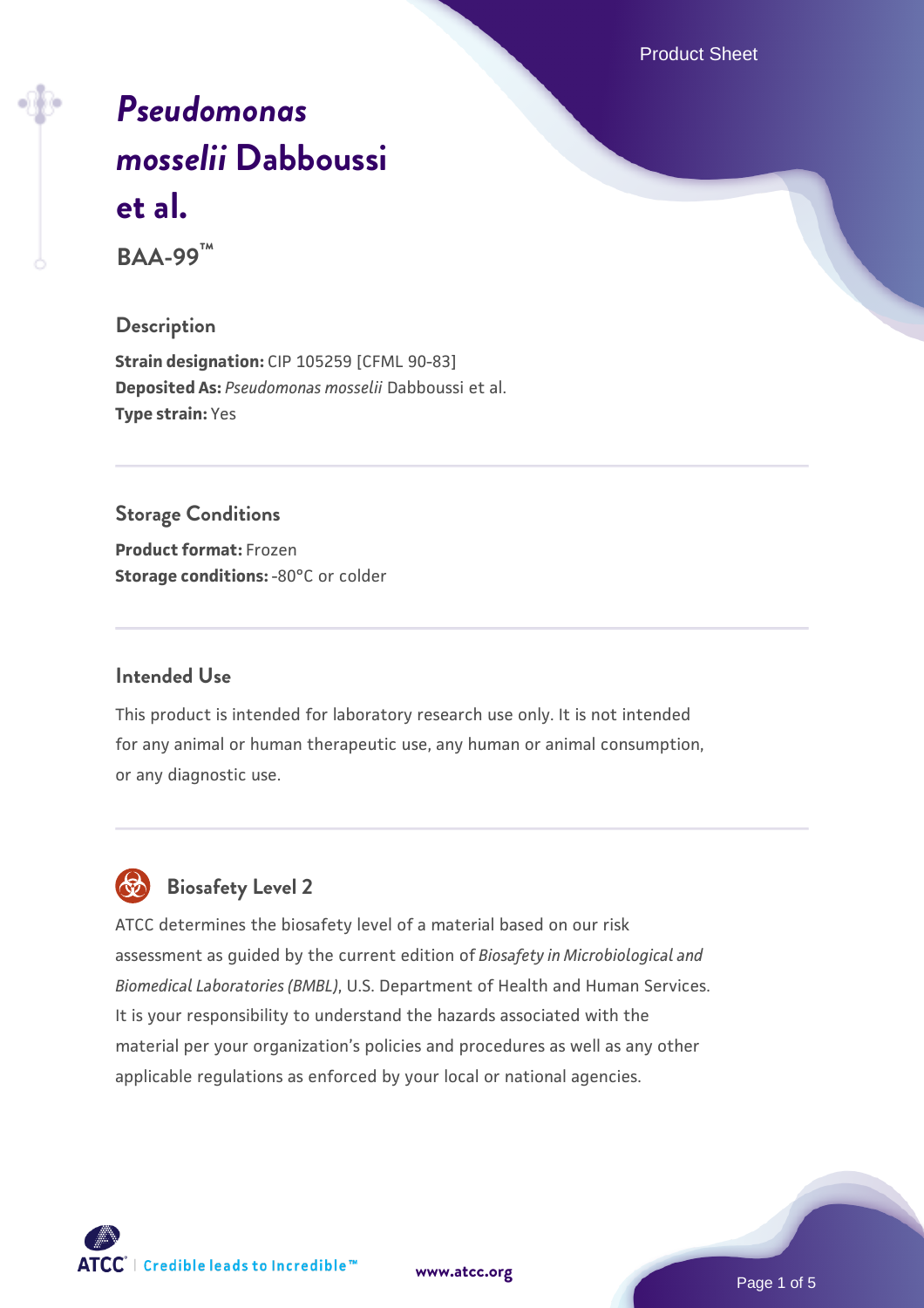# *Pseudomonas mosselii* Dabboussi et al.

**BAA-99™**

## Description

**Strain designation:** CIP 105259 [CFML 90-83]
**Deposited As:** *Pseudomonas mosselii* Dabboussi et al.
**Type strain:** Yes

## Storage Conditions

**Product format:** Frozen
**Storage conditions:** -80°C or colder

## Intended Use

This product is intended for laboratory research use only. It is not intended for any animal or human therapeutic use, any human or animal consumption, or any diagnostic use.

## Biosafety Level 2

ATCC determines the biosafety level of a material based on our risk assessment as guided by the current edition of *Biosafety in Microbiological and Biomedical Laboratories (BMBL)*, U.S. Department of Health and Human Services. It is your responsibility to understand the hazards associated with the material per your organization's policies and procedures as well as any other applicable regulations as enforced by your local or national agencies.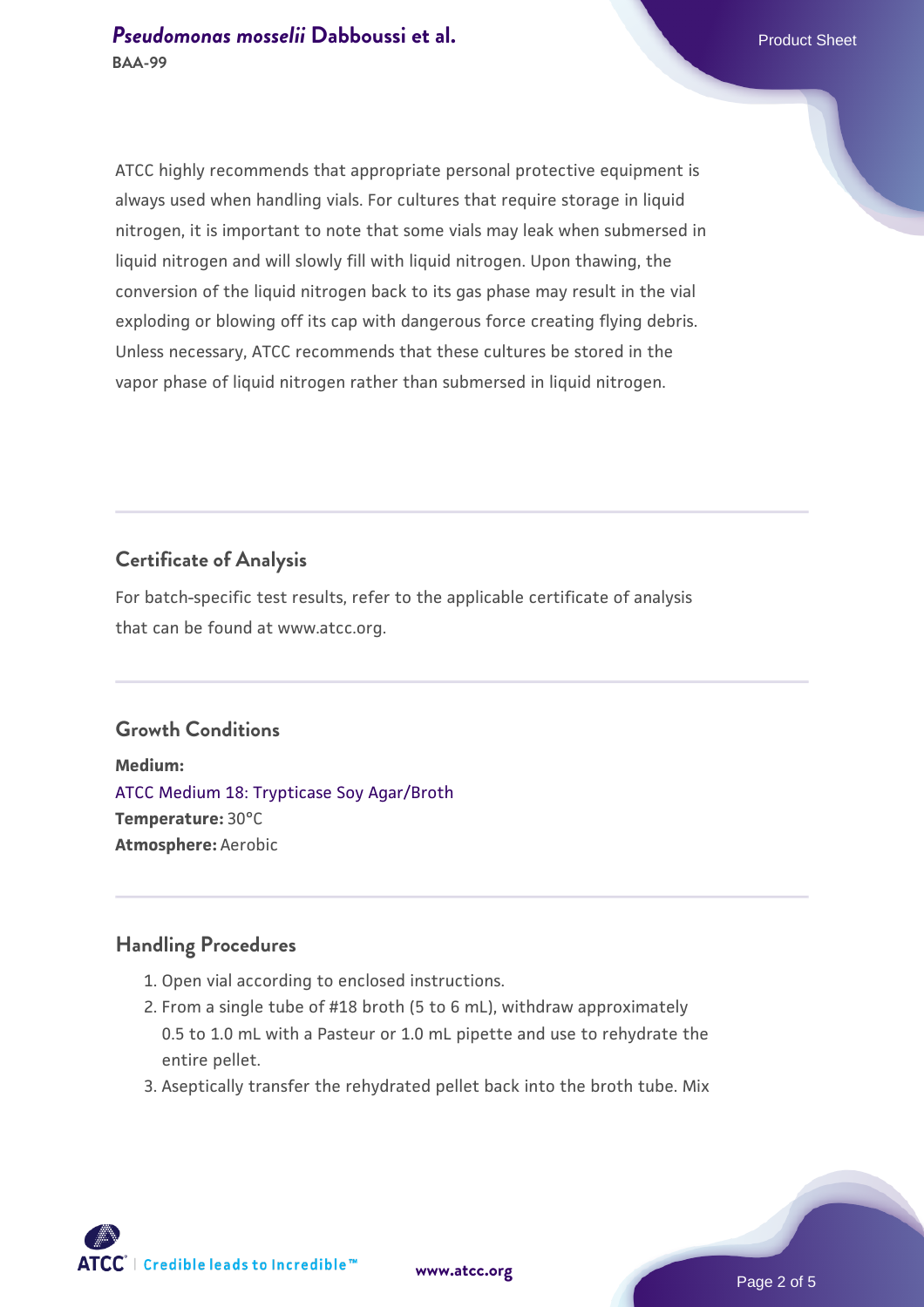ATCC highly recommends that appropriate personal protective equipment is always used when handling vials. For cultures that require storage in liquid nitrogen, it is important to note that some vials may leak when submersed in liquid nitrogen and will slowly fill with liquid nitrogen. Upon thawing, the conversion of the liquid nitrogen back to its gas phase may result in the vial exploding or blowing off its cap with dangerous force creating flying debris. Unless necessary, ATCC recommends that these cultures be stored in the vapor phase of liquid nitrogen rather than submersed in liquid nitrogen.

## Certificate of Analysis

For batch-specific test results, refer to the applicable certificate of analysis that can be found at www.atcc.org.

## Growth Conditions

**Medium:**
ATCC Medium 18: Trypticase Soy Agar/Broth
**Temperature:** 30°C
**Atmosphere:** Aerobic

## Handling Procedures

1. Open vial according to enclosed instructions.
2. From a single tube of #18 broth (5 to 6 mL), withdraw approximately 0.5 to 1.0 mL with a Pasteur or 1.0 mL pipette and use to rehydrate the entire pellet.
3. Aseptically transfer the rehydrated pellet back into the broth tube. Mix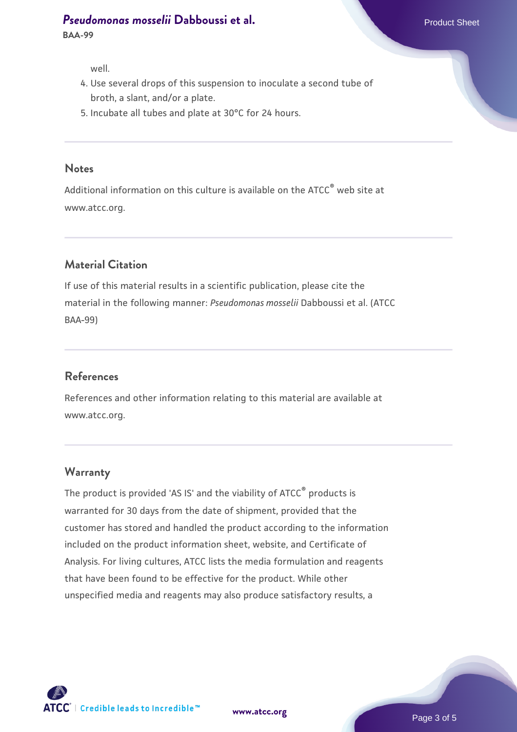well.

4. Use several drops of this suspension to inoculate a second tube of broth, a slant, and/or a plate.
5. Incubate all tubes and plate at 30°C for 24 hours.

## Notes

Additional information on this culture is available on the ATCC® web site at www.atcc.org.

## Material Citation

If use of this material results in a scientific publication, please cite the material in the following manner: *Pseudomonas mosselii* Dabboussi et al. (ATCC BAA-99)

## References

References and other information relating to this material are available at www.atcc.org.

## Warranty

The product is provided 'AS IS' and the viability of ATCC® products is warranted for 30 days from the date of shipment, provided that the customer has stored and handled the product according to the information included on the product information sheet, website, and Certificate of Analysis. For living cultures, ATCC lists the media formulation and reagents that have been found to be effective for the product. While other unspecified media and reagents may also produce satisfactory results, a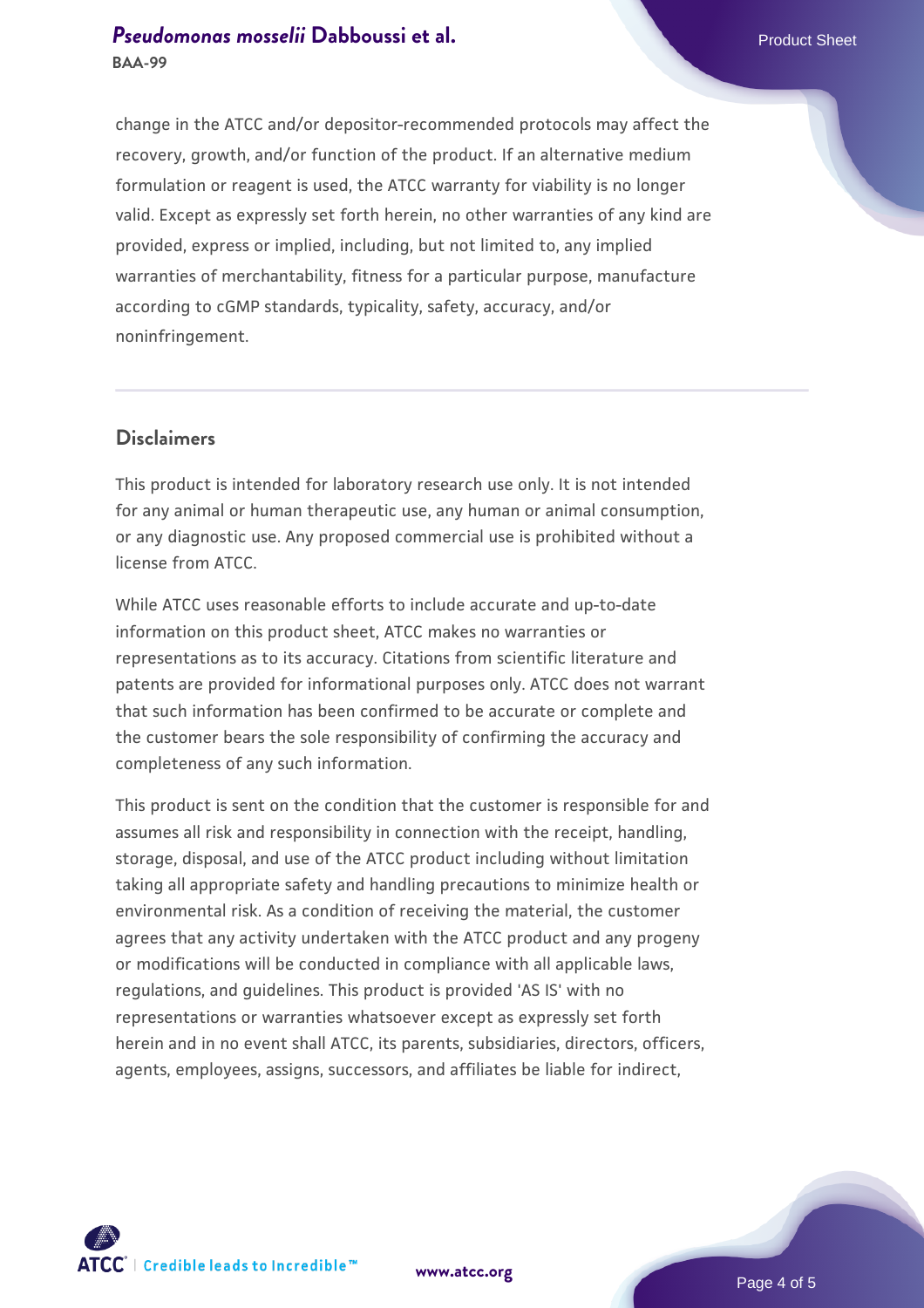change in the ATCC and/or depositor-recommended protocols may affect the recovery, growth, and/or function of the product. If an alternative medium formulation or reagent is used, the ATCC warranty for viability is no longer valid. Except as expressly set forth herein, no other warranties of any kind are provided, express or implied, including, but not limited to, any implied warranties of merchantability, fitness for a particular purpose, manufacture according to cGMP standards, typicality, safety, accuracy, and/or noninfringement.

## Disclaimers

This product is intended for laboratory research use only. It is not intended for any animal or human therapeutic use, any human or animal consumption, or any diagnostic use. Any proposed commercial use is prohibited without a license from ATCC.

While ATCC uses reasonable efforts to include accurate and up-to-date information on this product sheet, ATCC makes no warranties or representations as to its accuracy. Citations from scientific literature and patents are provided for informational purposes only. ATCC does not warrant that such information has been confirmed to be accurate or complete and the customer bears the sole responsibility of confirming the accuracy and completeness of any such information.

This product is sent on the condition that the customer is responsible for and assumes all risk and responsibility in connection with the receipt, handling, storage, disposal, and use of the ATCC product including without limitation taking all appropriate safety and handling precautions to minimize health or environmental risk. As a condition of receiving the material, the customer agrees that any activity undertaken with the ATCC product and any progeny or modifications will be conducted in compliance with all applicable laws, regulations, and guidelines. This product is provided 'AS IS' with no representations or warranties whatsoever except as expressly set forth herein and in no event shall ATCC, its parents, subsidiaries, directors, officers, agents, employees, assigns, successors, and affiliates be liable for indirect,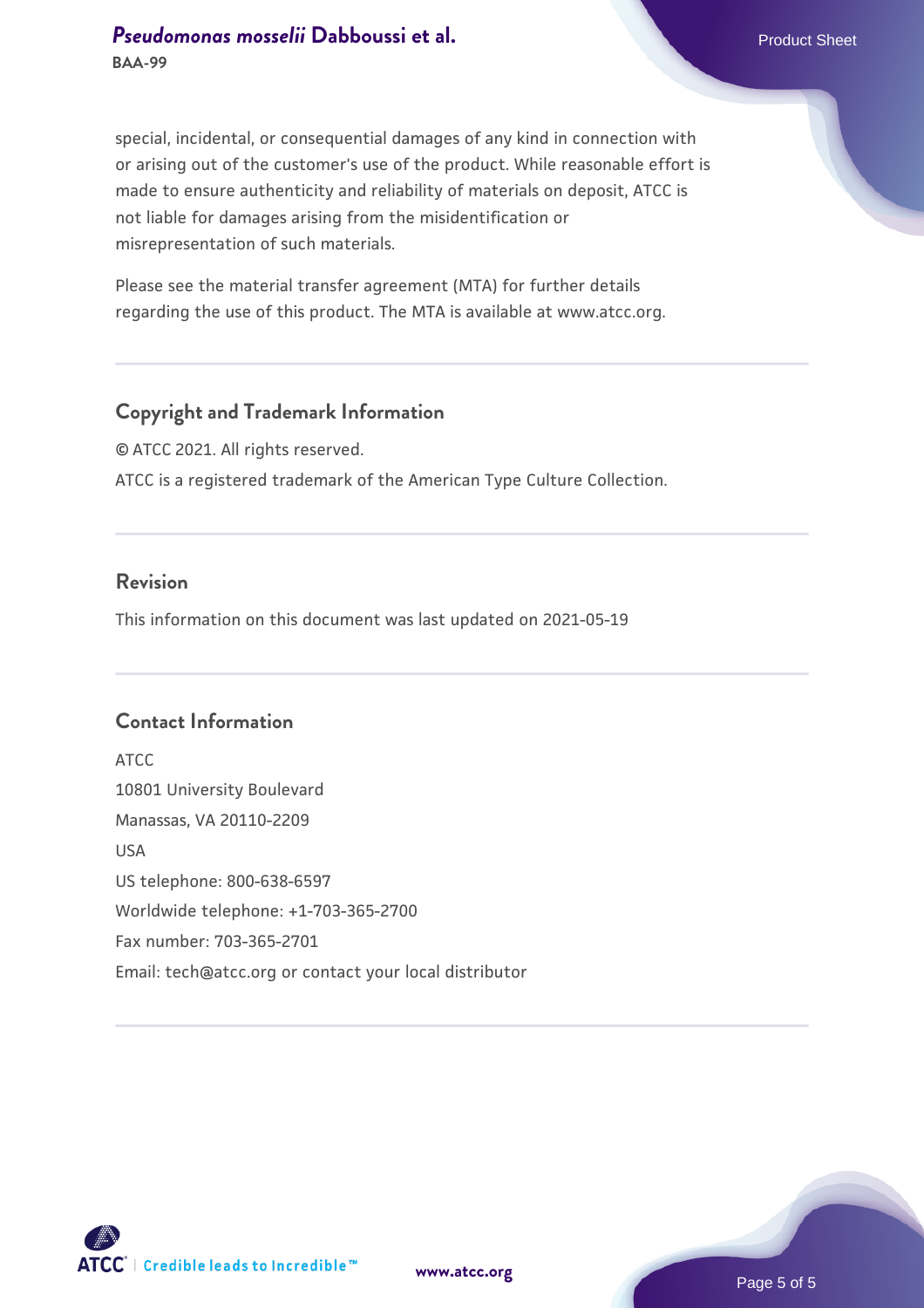special, incidental, or consequential damages of any kind in connection with or arising out of the customer's use of the product. While reasonable effort is made to ensure authenticity and reliability of materials on deposit, ATCC is not liable for damages arising from the misidentification or misrepresentation of such materials.

Please see the material transfer agreement (MTA) for further details regarding the use of this product. The MTA is available at www.atcc.org.

## Copyright and Trademark Information

© ATCC 2021. All rights reserved.

ATCC is a registered trademark of the American Type Culture Collection.

## Revision

This information on this document was last updated on 2021-05-19

## Contact Information

ATCC
10801 University Boulevard
Manassas, VA 20110-2209
USA
US telephone: 800-638-6597
Worldwide telephone: +1-703-365-2700
Fax number: 703-365-2701
Email: tech@atcc.org or contact your local distributor